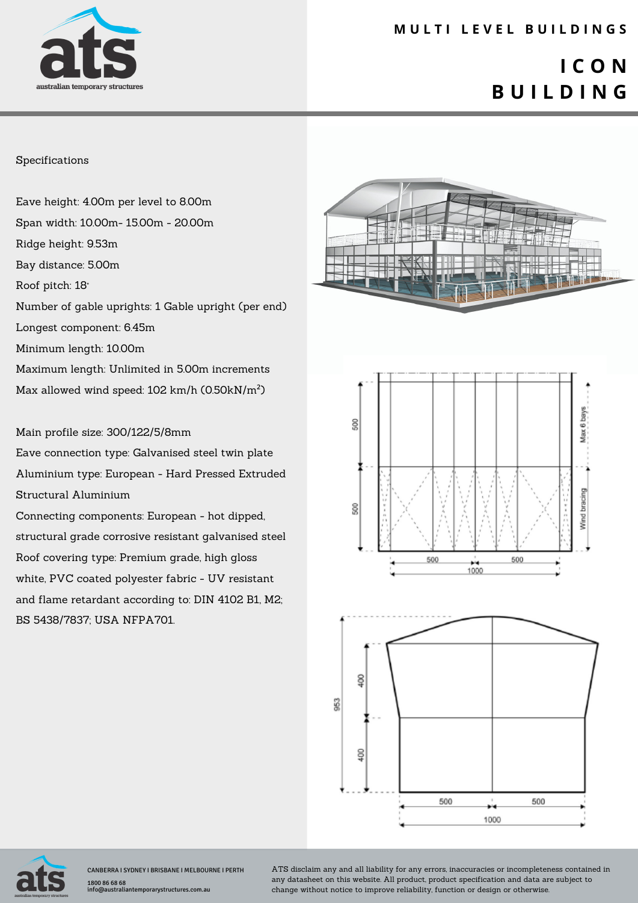# MULTI LEVEL BUILDINGS

# ICON BUILDING

Specifications

Eave height: 4.00m per level to 8.00m
Span width: 10.00m- 15.00m - 20.00m
Ridge height: 9.53m
Bay distance: 5.00m
Roof pitch: 18˚
Number of gable uprights: 1 Gable upright (per end)
Longest component: 6.45m
Minimum length: 10.00m
Maximum length: Unlimited in 5.00m increments
Max allowed wind speed: 102 km/h (0.50kN/m²)

Main profile size: 300/122/5/8mm
Eave connection type: Galvanised steel twin plate
Aluminium type: European - Hard Pressed Extruded Structural Aluminium
Connecting components: European - hot dipped, structural grade corrosive resistant galvanised steel
Roof covering type: Premium grade, high gloss white, PVC coated polyester fabric - UV resistant and flame retardant according to: DIN 4102 B1, M2; BS 5438/7837; USA NFPA701.

CANBERRA I SYDNEY I BRISBANE I MELBOURNE I PERTH
1800 86 68 68
info@australiantemporarystructures.com.au

ATS disclaim any and all liability for any errors, inaccuracies or incompleteness contained in any datasheet on this website. All product, product specification and data are subject to change without notice to improve reliability, function or design or otherwise.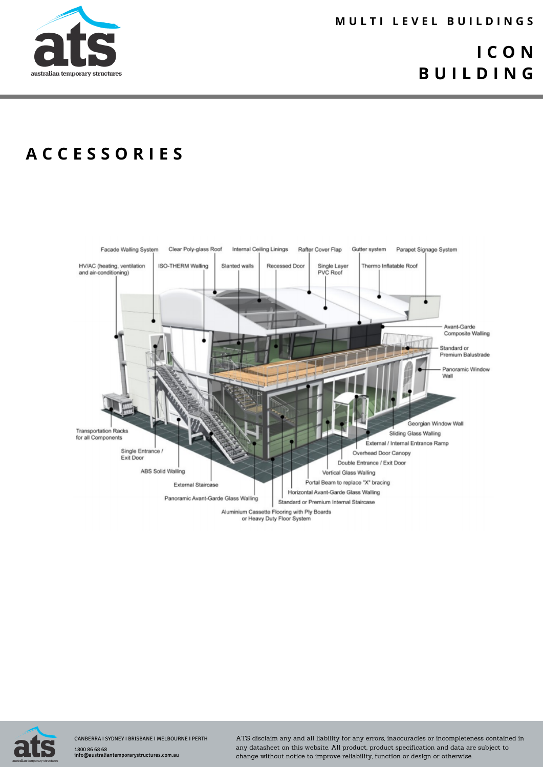# ACCESSORIES

Facade Walling System
Clear Poly-glass Roof
Internal Ceiling Linings
Rafter Cover Flap
Gutter system
Parapet Signage System
HV/AC (heating, ventilation and air-conditioning)
ISO-THERM Walling
Slanted walls
Recessed Door
Single Layer PVC Roof
Thermo Inflatable Roof
Avant-Garde Composite Walling
Standard or Premium Balustrade
Panoramic Window Wall
Georgian Window Wall
Sliding Glass Walling
External / Internal Entrance Ramp
Overhead Door Canopy
Double Entrance / Exit Door
Vertical Glass Walling
Portal Beam to replace "X" bracing
Horizontal Avant-Garde Glass Walling
Standard or Premium Internal Staircase
Aluminium Cassette Flooring with Ply Boards or Heavy Duty Floor System
Panoramic Avant-Garde Glass Walling
External Staircase
ABS Solid Walling
Single Entrance / Exit Door
Transportation Racks for all Components

CANBERRA I SYDNEY I BRISBANE I MELBOURNE I PERTH
1800 86 68 68
info@australiantemporarystructures.com.au

ATS disclaim any and all liability for any errors, inaccuracies or incompleteness contained in any datasheet on this website. All product, product specification and data are subject to change without notice to improve reliability, function or design or otherwise.